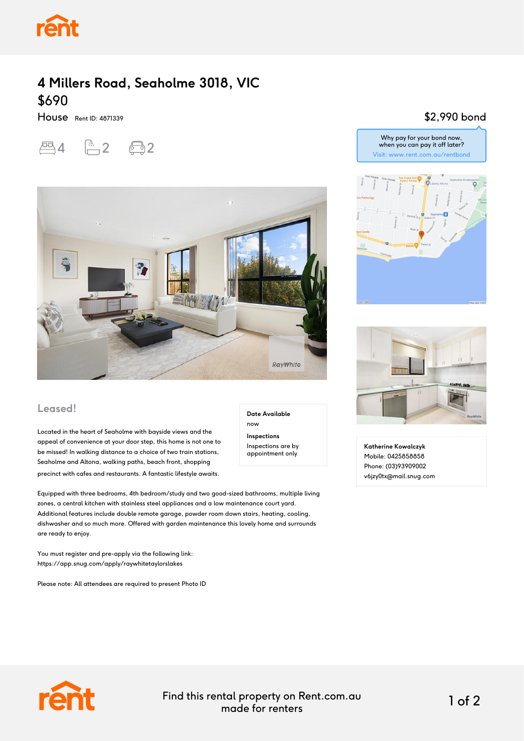# 4 Millers Road, Seaholme 3018, VIC

## $690

House Rent ID: 4871339

4 2 2

$2,990 bond

Why pay for your bond now, when you can pay it off later?
Visit: www.rent.com.au/rentbond

## Leased!

Located in the heart of Seaholme with bayside views and the appeal of convenience at your door step, this home is not one to be missed! In walking distance to a choice of two train stations, Seaholme and Altona, walking paths, beach front, shopping precinct with cafes and restaurants. A fantastic lifestyle awaits.

**Date Available**
now

**Inspections**
Inspections are by appointment only

Equipped with three bedrooms, 4th bedroom/study and two good-sized bathrooms, multiple living zones, a central kitchen with stainless steel appliances and a low maintenance court yard. Additional features include double remote garage, powder room down stairs, heating, cooling, dishwasher and so much more. Offered with garden maintenance this lovely home and surrounds are ready to enjoy.

You must register and pre-apply via the following link:
https://app.snug.com/apply/raywhitetaylorslakes

Please note: All attendees are required to present Photo ID

**Katherine Kowalczyk**
Mobile: 0425858858
Phone: (03)93909002
v6jzy0tx@mail.snug.com

Find this rental property on Rent.com.au made for renters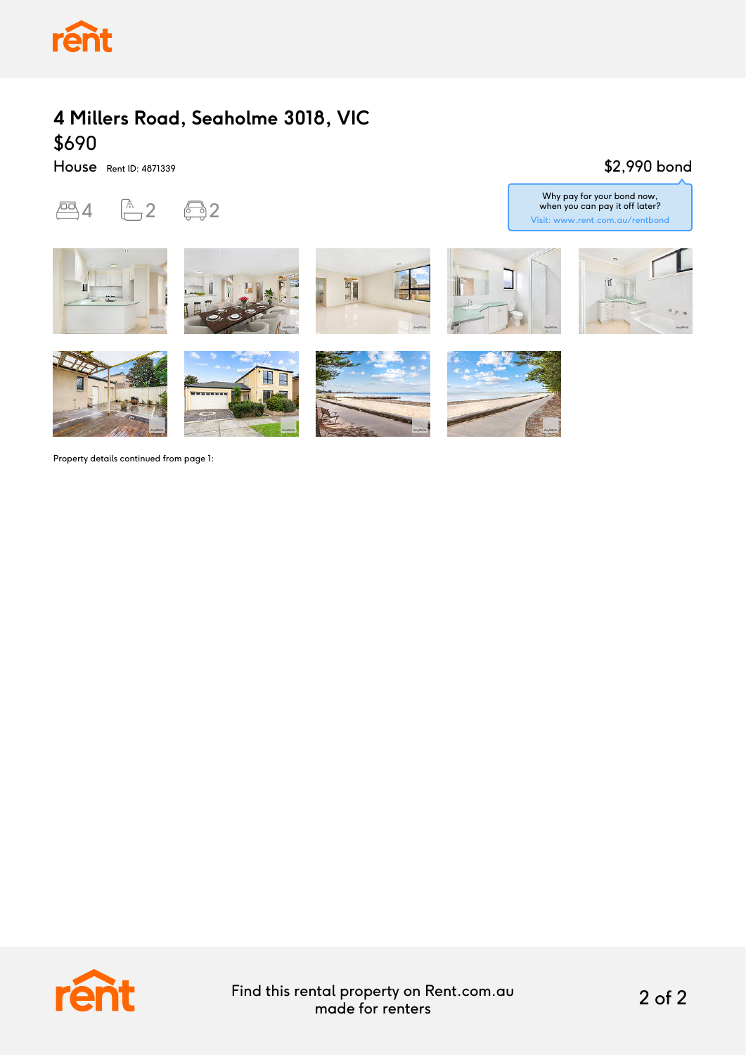# 4 Millers Road, Seaholme 3018, VIC

## $690

House Rent ID: 4871339

$2,990 bond

Why pay for your bond now, when you can pay it off later?
Visit: www.rent.com.au/rentbond

4 2 2

Property details continued from page 1:

Find this rental property on Rent.com.au made for renters